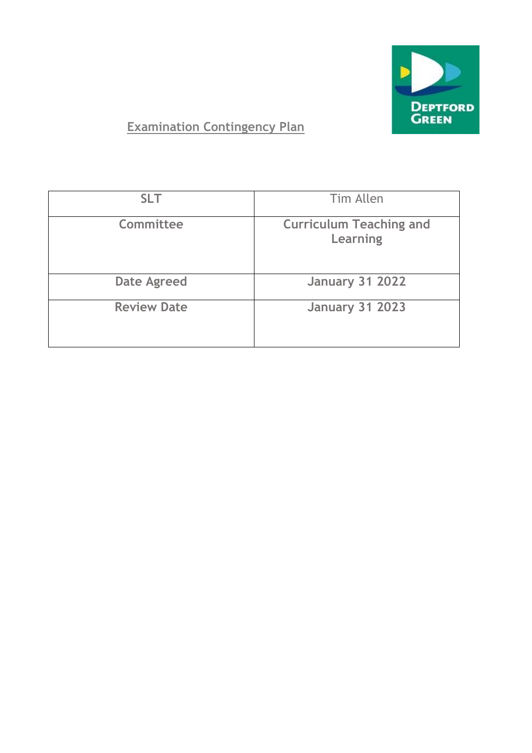# Examination Contingency Plan

| SLT | Tim Allen |
|---|---|
| **Committee** | **Curriculum Teaching and Learning** |
| **Date Agreed** | **January 31 2022** |
| **Review Date** | **January 31 2023** |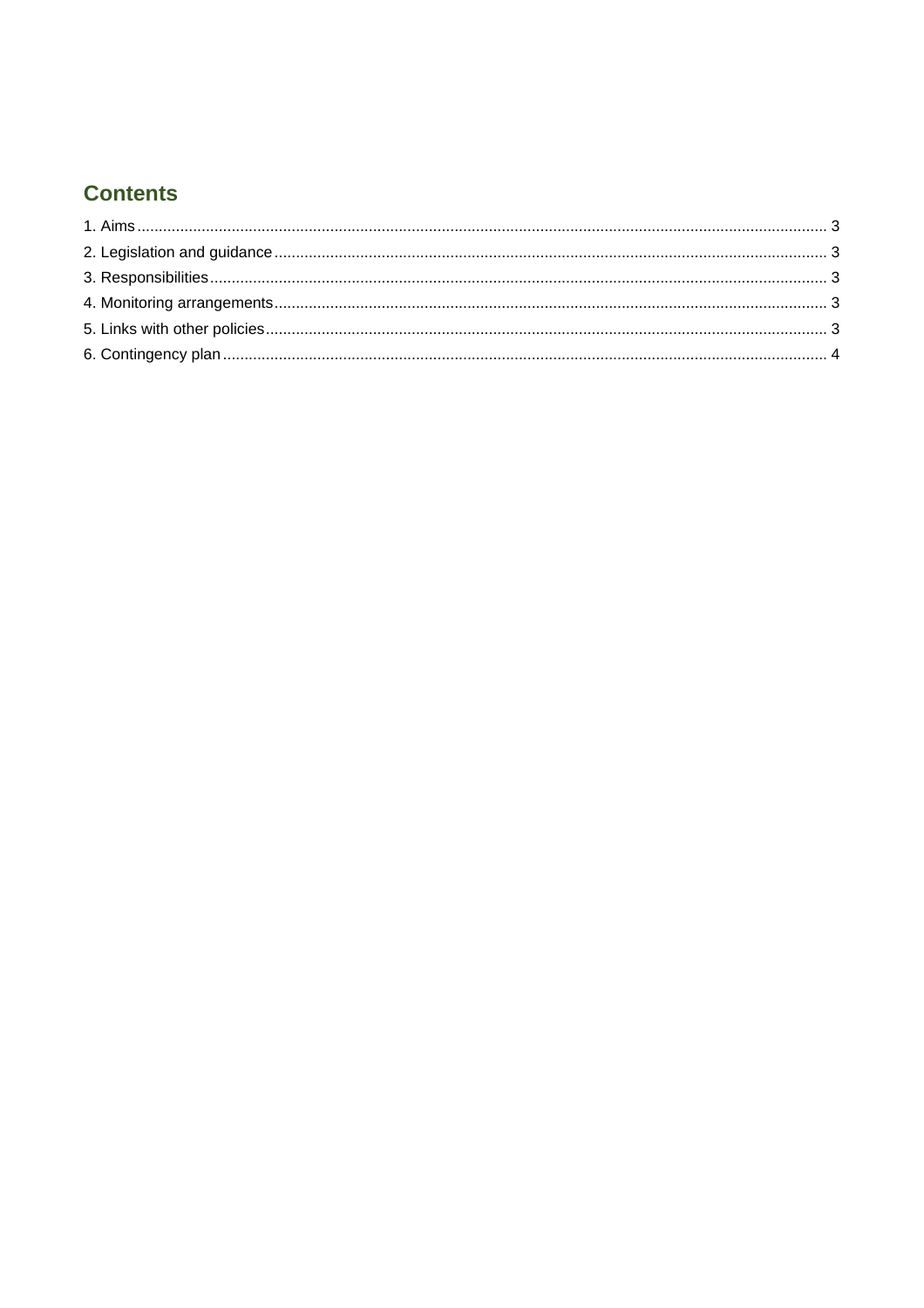## Contents

1. Aims ........................................................................................................................................ 3
2. Legislation and guidance ........................................................................................................ 3
3. Responsibilities ...................................................................................................................... 3
4. Monitoring arrangements ........................................................................................................ 3
5. Links with other policies ......................................................................................................... 3
6. Contingency plan .................................................................................................................... 4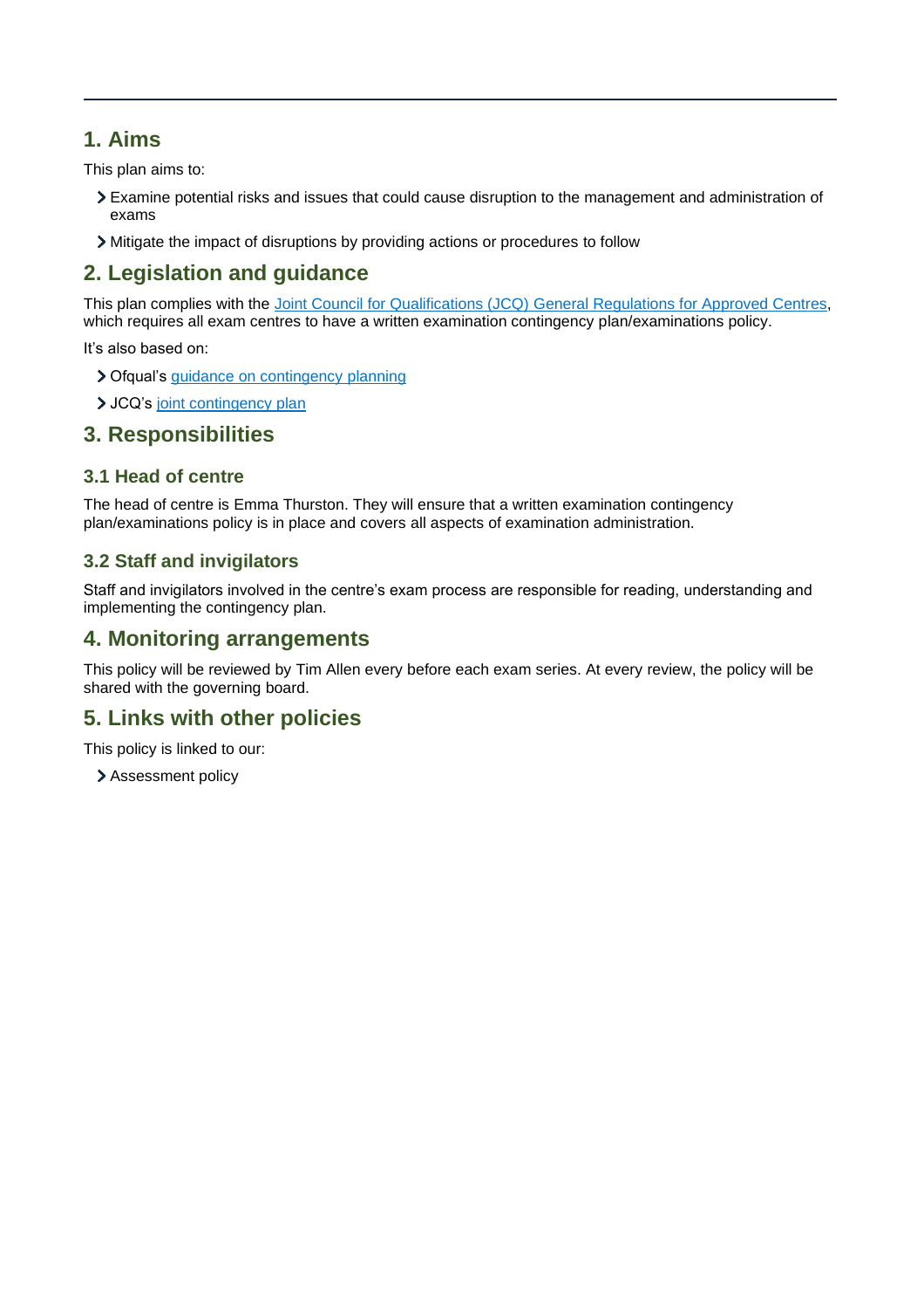## 1. Aims

This plan aims to:

- Examine potential risks and issues that could cause disruption to the management and administration of exams
- Mitigate the impact of disruptions by providing actions or procedures to follow

## 2. Legislation and guidance

This plan complies with the [Joint Council for Qualifications (JCQ) General Regulations for Approved Centres](), which requires all exam centres to have a written examination contingency plan/examinations policy.

It's also based on:

- Ofqual's [guidance on contingency planning]()
- JCQ's [joint contingency plan]()

## 3. Responsibilities

### 3.1 Head of centre

The head of centre is Emma Thurston. They will ensure that a written examination contingency plan/examinations policy is in place and covers all aspects of examination administration.

### 3.2 Staff and invigilators

Staff and invigilators involved in the centre's exam process are responsible for reading, understanding and implementing the contingency plan.

## 4. Monitoring arrangements

This policy will be reviewed by Tim Allen every before each exam series. At every review, the policy will be shared with the governing board.

## 5. Links with other policies

This policy is linked to our:

- Assessment policy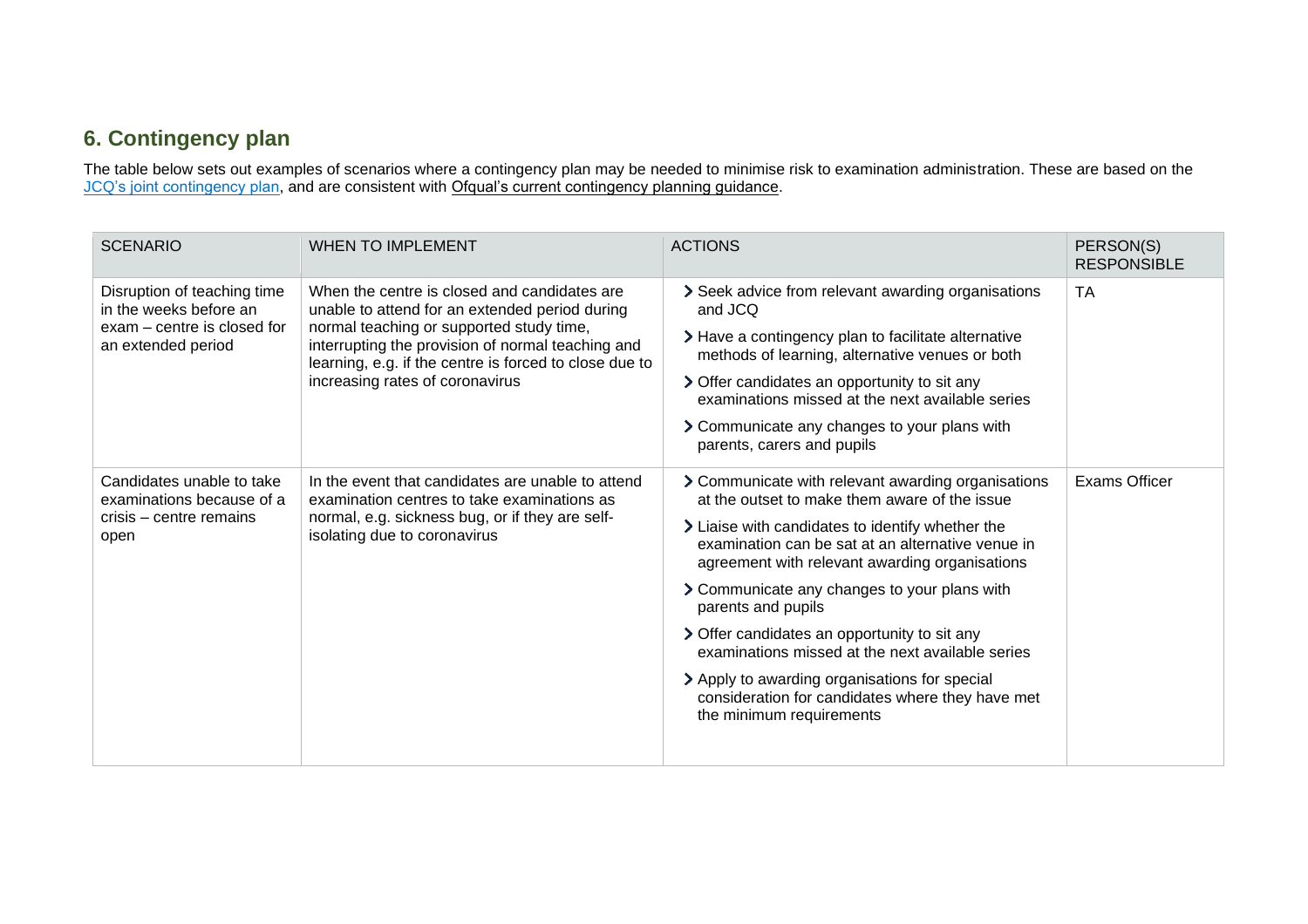## 6. Contingency plan

The table below sets out examples of scenarios where a contingency plan may be needed to minimise risk to examination administration. These are based on the JCQ's joint contingency plan, and are consistent with Ofqual's current contingency planning guidance.

| SCENARIO | WHEN TO IMPLEMENT | ACTIONS | PERSON(S) RESPONSIBLE |
|---|---|---|---|
| Disruption of teaching time in the weeks before an exam – centre is closed for an extended period | When the centre is closed and candidates are unable to attend for an extended period during normal teaching or supported study time, interrupting the provision of normal teaching and learning, e.g. if the centre is forced to close due to increasing rates of coronavirus | › Seek advice from relevant awarding organisations and JCQ<br>› Have a contingency plan to facilitate alternative methods of learning, alternative venues or both<br>› Offer candidates an opportunity to sit any examinations missed at the next available series<br>› Communicate any changes to your plans with parents, carers and pupils | TA |
| Candidates unable to take examinations because of a crisis – centre remains open | In the event that candidates are unable to attend examination centres to take examinations as normal, e.g. sickness bug, or if they are self-isolating due to coronavirus | › Communicate with relevant awarding organisations at the outset to make them aware of the issue<br>› Liaise with candidates to identify whether the examination can be sat at an alternative venue in agreement with relevant awarding organisations<br>› Communicate any changes to your plans with parents and pupils<br>› Offer candidates an opportunity to sit any examinations missed at the next available series<br>› Apply to awarding organisations for special consideration for candidates where they have met the minimum requirements | Exams Officer |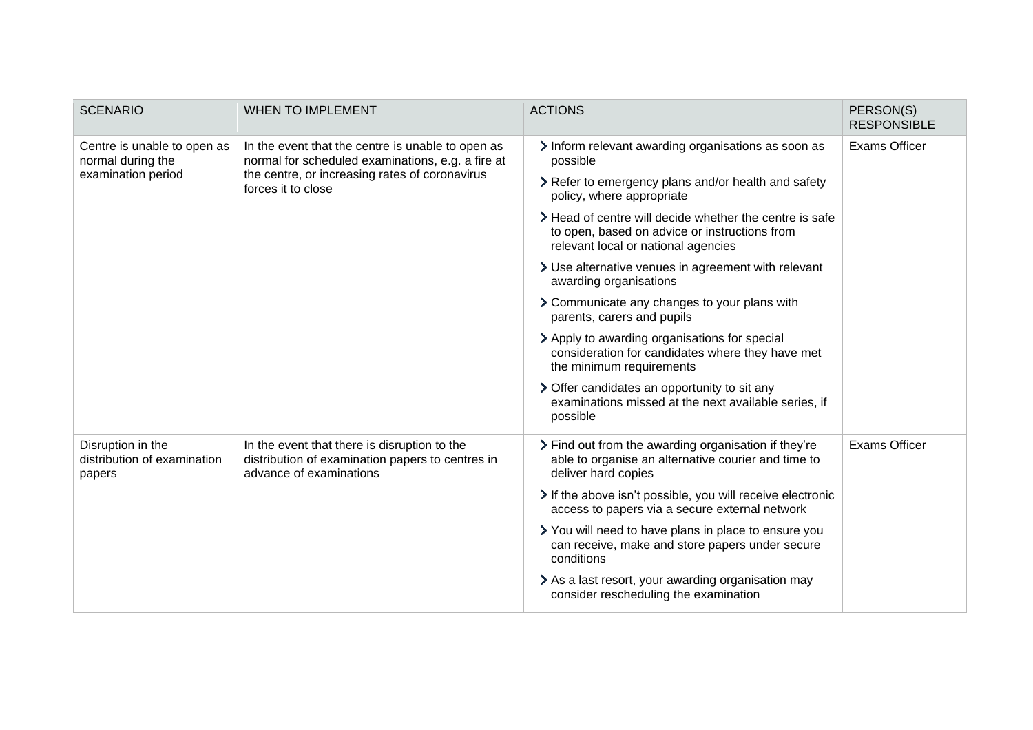| SCENARIO | WHEN TO IMPLEMENT | ACTIONS | PERSON(S) RESPONSIBLE |
|---|---|---|---|
| Centre is unable to open as normal during the examination period | In the event that the centre is unable to open as normal for scheduled examinations, e.g. a fire at the centre, or increasing rates of coronavirus forces it to close | › Inform relevant awarding organisations as soon as possible<br>› Refer to emergency plans and/or health and safety policy, where appropriate<br>› Head of centre will decide whether the centre is safe to open, based on advice or instructions from relevant local or national agencies<br>› Use alternative venues in agreement with relevant awarding organisations<br>› Communicate any changes to your plans with parents, carers and pupils<br>› Apply to awarding organisations for special consideration for candidates where they have met the minimum requirements<br>› Offer candidates an opportunity to sit any examinations missed at the next available series, if possible | Exams Officer |
| Disruption in the distribution of examination papers | In the event that there is disruption to the distribution of examination papers to centres in advance of examinations | › Find out from the awarding organisation if they're able to organise an alternative courier and time to deliver hard copies<br>› If the above isn't possible, you will receive electronic access to papers via a secure external network<br>› You will need to have plans in place to ensure you can receive, make and store papers under secure conditions<br>› As a last resort, your awarding organisation may consider rescheduling the examination | Exams Officer |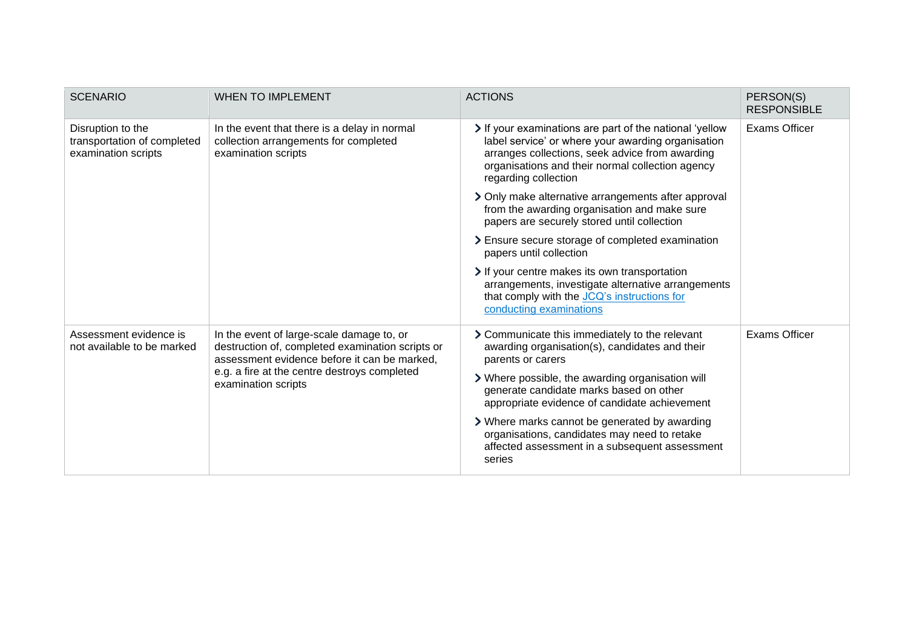| SCENARIO | WHEN TO IMPLEMENT | ACTIONS | PERSON(S) RESPONSIBLE |
|---|---|---|---|
| Disruption to the transportation of completed examination scripts | In the event that there is a delay in normal collection arrangements for completed examination scripts | > If your examinations are part of the national 'yellow label service' or where your awarding organisation arranges collections, seek advice from awarding organisations and their normal collection agency regarding collection<br>> Only make alternative arrangements after approval from the awarding organisation and make sure papers are securely stored until collection<br>> Ensure secure storage of completed examination papers until collection<br>> If your centre makes its own transportation arrangements, investigate alternative arrangements that comply with the JCQ's instructions for conducting examinations | Exams Officer |
| Assessment evidence is not available to be marked | In the event of large-scale damage to, or destruction of, completed examination scripts or assessment evidence before it can be marked, e.g. a fire at the centre destroys completed examination scripts | > Communicate this immediately to the relevant awarding organisation(s), candidates and their parents or carers<br>> Where possible, the awarding organisation will generate candidate marks based on other appropriate evidence of candidate achievement<br>> Where marks cannot be generated by awarding organisations, candidates may need to retake affected assessment in a subsequent assessment series | Exams Officer |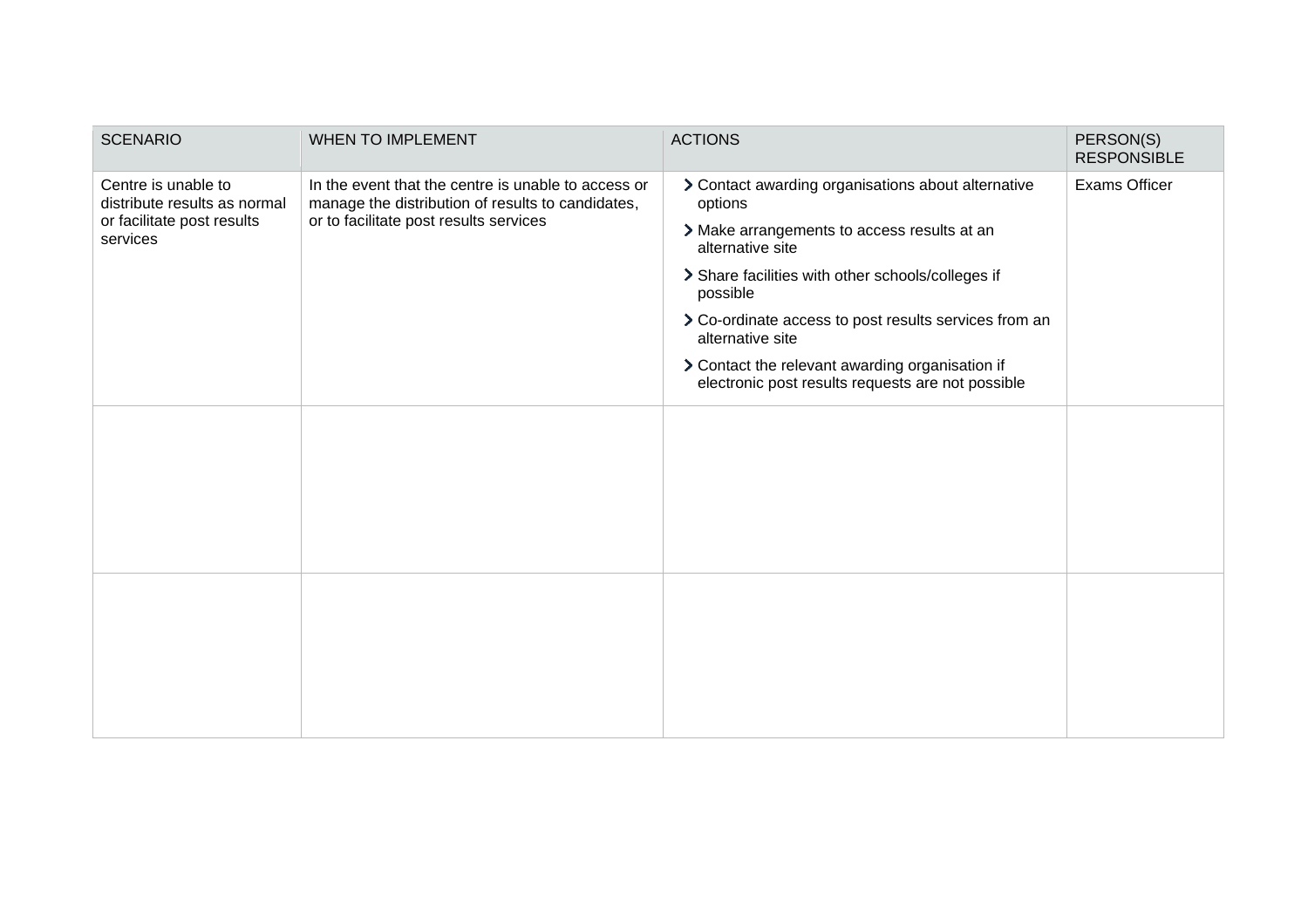| SCENARIO | WHEN TO IMPLEMENT | ACTIONS | PERSON(S) RESPONSIBLE |
| --- | --- | --- | --- |
| Centre is unable to distribute results as normal or facilitate post results services | In the event that the centre is unable to access or manage the distribution of results to candidates, or to facilitate post results services | › Contact awarding organisations about alternative options<br>› Make arrangements to access results at an alternative site<br>› Share facilities with other schools/colleges if possible<br>› Co-ordinate access to post results services from an alternative site<br>› Contact the relevant awarding organisation if electronic post results requests are not possible | Exams Officer |
| | | | |
| | | | |